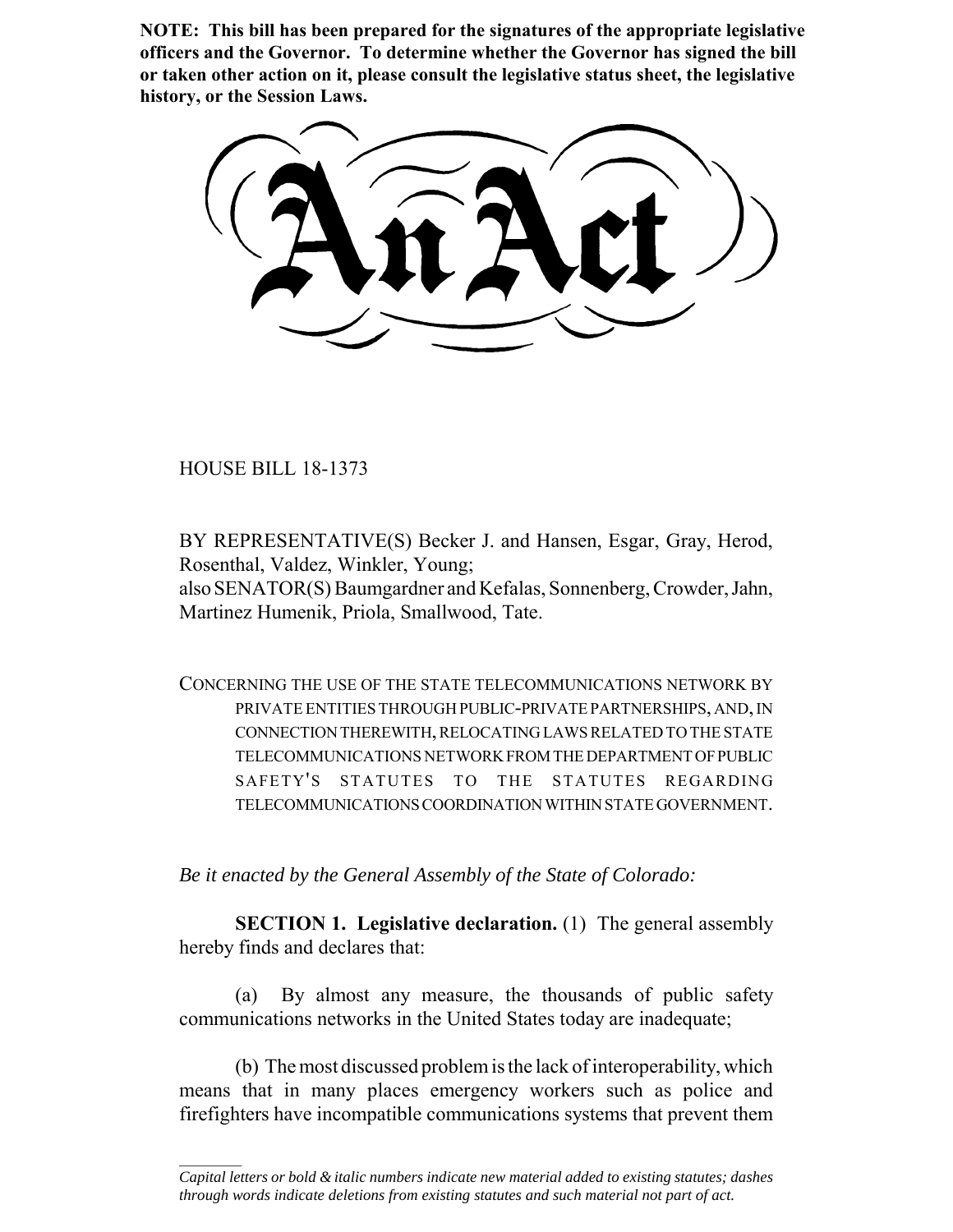**NOTE: This bill has been prepared for the signatures of the appropriate legislative officers and the Governor. To determine whether the Governor has signed the bill or taken other action on it, please consult the legislative status sheet, the legislative history, or the Session Laws.**

# An Act

HOUSE BILL 18-1373

BY REPRESENTATIVE(S) Becker J. and Hansen, Esgar, Gray, Herod, Rosenthal, Valdez, Winkler, Young;
also SENATOR(S) Baumgardner and Kefalas, Sonnenberg, Crowder, Jahn, Martinez Humenik, Priola, Smallwood, Tate.

CONCERNING THE USE OF THE STATE TELECOMMUNICATIONS NETWORK BY PRIVATE ENTITIES THROUGH PUBLIC-PRIVATE PARTNERSHIPS, AND, IN CONNECTION THEREWITH, RELOCATING LAWS RELATED TO THE STATE TELECOMMUNICATIONS NETWORK FROM THE DEPARTMENT OF PUBLIC SAFETY'S STATUTES TO THE STATUTES REGARDING TELECOMMUNICATIONS COORDINATION WITHIN STATE GOVERNMENT.

*Be it enacted by the General Assembly of the State of Colorado:*

**SECTION 1. Legislative declaration.** (1) The general assembly hereby finds and declares that:

(a) By almost any measure, the thousands of public safety communications networks in the United States today are inadequate;

(b) The most discussed problem is the lack of interoperability, which means that in many places emergency workers such as police and firefighters have incompatible communications systems that prevent them

*Capital letters or bold & italic numbers indicate new material added to existing statutes; dashes through words indicate deletions from existing statutes and such material not part of act.*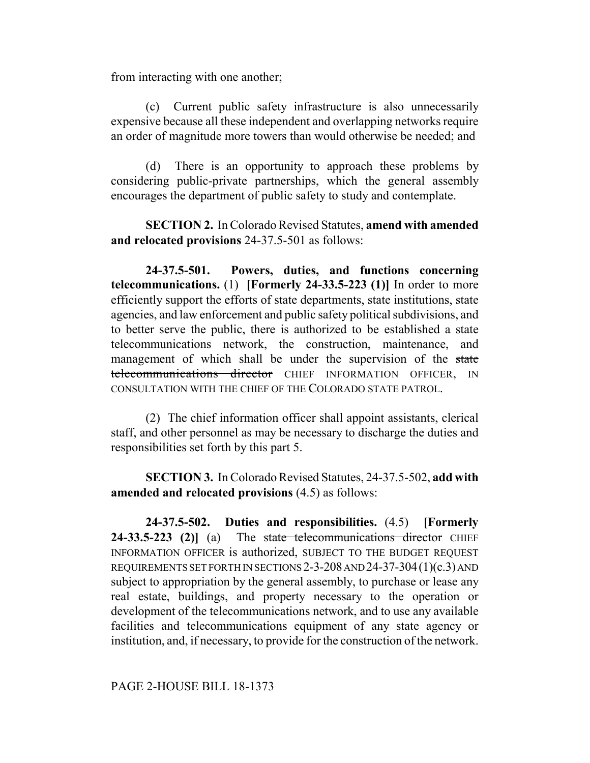from interacting with one another;

(c) Current public safety infrastructure is also unnecessarily expensive because all these independent and overlapping networks require an order of magnitude more towers than would otherwise be needed; and

(d) There is an opportunity to approach these problems by considering public-private partnerships, which the general assembly encourages the department of public safety to study and contemplate.

**SECTION 2.** In Colorado Revised Statutes, **amend with amended and relocated provisions** 24-37.5-501 as follows:

**24-37.5-501. Powers, duties, and functions concerning telecommunications.** (1) **[Formerly 24-33.5-223 (1)]** In order to more efficiently support the efforts of state departments, state institutions, state agencies, and law enforcement and public safety political subdivisions, and to better serve the public, there is authorized to be established a state telecommunications network, the construction, maintenance, and management of which shall be under the supervision of the ~~state telecommunications director~~ CHIEF INFORMATION OFFICER, IN CONSULTATION WITH THE CHIEF OF THE COLORADO STATE PATROL.

(2) The chief information officer shall appoint assistants, clerical staff, and other personnel as may be necessary to discharge the duties and responsibilities set forth by this part 5.

**SECTION 3.** In Colorado Revised Statutes, 24-37.5-502, **add with amended and relocated provisions** (4.5) as follows:

**24-37.5-502. Duties and responsibilities.** (4.5) **[Formerly 24-33.5-223 (2)]** (a) The ~~state telecommunications director~~ CHIEF INFORMATION OFFICER is authorized, SUBJECT TO THE BUDGET REQUEST REQUIREMENTS SET FORTH IN SECTIONS 2-3-208 AND 24-37-304 (1)(c.3) AND subject to appropriation by the general assembly, to purchase or lease any real estate, buildings, and property necessary to the operation or development of the telecommunications network, and to use any available facilities and telecommunications equipment of any state agency or institution, and, if necessary, to provide for the construction of the network.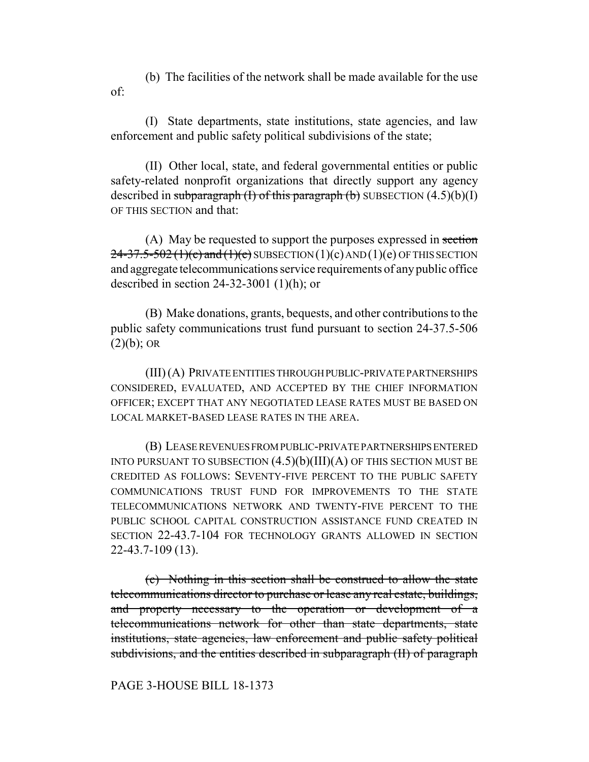(b) The facilities of the network shall be made available for the use of:

(I) State departments, state institutions, state agencies, and law enforcement and public safety political subdivisions of the state;

(II) Other local, state, and federal governmental entities or public safety-related nonprofit organizations that directly support any agency described in ~~subparagraph (I) of this paragraph (b)~~ SUBSECTION (4.5)(b)(I) OF THIS SECTION and that:

(A) May be requested to support the purposes expressed in ~~section 24-37.5-502 (1)(c) and (1)(e)~~ SUBSECTION (1)(c) AND (1)(e) OF THIS SECTION and aggregate telecommunications service requirements of any public office described in section 24-32-3001 (1)(h); or

(B) Make donations, grants, bequests, and other contributions to the public safety communications trust fund pursuant to section 24-37.5-506 (2)(b); OR

(III) (A) PRIVATE ENTITIES THROUGH PUBLIC-PRIVATE PARTNERSHIPS CONSIDERED, EVALUATED, AND ACCEPTED BY THE CHIEF INFORMATION OFFICER; EXCEPT THAT ANY NEGOTIATED LEASE RATES MUST BE BASED ON LOCAL MARKET-BASED LEASE RATES IN THE AREA.

(B) LEASE REVENUES FROM PUBLIC-PRIVATE PARTNERSHIPS ENTERED INTO PURSUANT TO SUBSECTION (4.5)(b)(III)(A) OF THIS SECTION MUST BE CREDITED AS FOLLOWS: SEVENTY-FIVE PERCENT TO THE PUBLIC SAFETY COMMUNICATIONS TRUST FUND FOR IMPROVEMENTS TO THE STATE TELECOMMUNICATIONS NETWORK AND TWENTY-FIVE PERCENT TO THE PUBLIC SCHOOL CAPITAL CONSTRUCTION ASSISTANCE FUND CREATED IN SECTION 22-43.7-104 FOR TECHNOLOGY GRANTS ALLOWED IN SECTION 22-43.7-109 (13).

~~(c) Nothing in this section shall be construed to allow the state telecommunications director to purchase or lease any real estate, buildings, and property necessary to the operation or development of a telecommunications network for other than state departments, state institutions, state agencies, law enforcement and public safety political subdivisions, and the entities described in subparagraph (II) of paragraph~~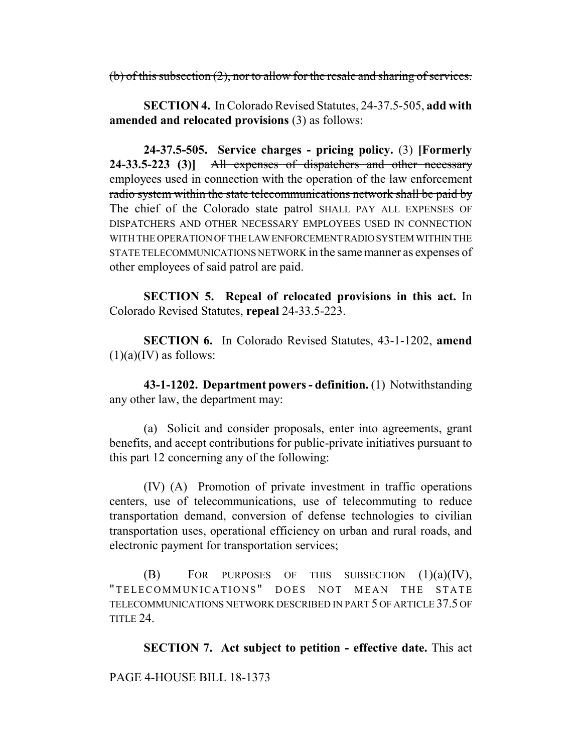~~(b) of this subsection (2), nor to allow for the resale and sharing of services.~~

**SECTION 4.** In Colorado Revised Statutes, 24-37.5-505, **add with amended and relocated provisions** (3) as follows:

**24-37.5-505. Service charges - pricing policy.** (3) **[Formerly 24-33.5-223 (3)]** ~~All expenses of dispatchers and other necessary employees used in connection with the operation of the law enforcement radio system within the state telecommunications network shall be paid by~~ The chief of the Colorado state patrol SHALL PAY ALL EXPENSES OF DISPATCHERS AND OTHER NECESSARY EMPLOYEES USED IN CONNECTION WITH THE OPERATION OF THE LAW ENFORCEMENT RADIO SYSTEM WITHIN THE STATE TELECOMMUNICATIONS NETWORK in the same manner as expenses of other employees of said patrol are paid.

**SECTION 5. Repeal of relocated provisions in this act.** In Colorado Revised Statutes, **repeal** 24-33.5-223.

**SECTION 6.** In Colorado Revised Statutes, 43-1-1202, **amend** (1)(a)(IV) as follows:

**43-1-1202. Department powers - definition.** (1) Notwithstanding any other law, the department may:

(a) Solicit and consider proposals, enter into agreements, grant benefits, and accept contributions for public-private initiatives pursuant to this part 12 concerning any of the following:

(IV) (A) Promotion of private investment in traffic operations centers, use of telecommunications, use of telecommuting to reduce transportation demand, conversion of defense technologies to civilian transportation uses, operational efficiency on urban and rural roads, and electronic payment for transportation services;

(B) FOR PURPOSES OF THIS SUBSECTION (1)(a)(IV), "TELECOMMUNICATIONS" DOES NOT MEAN THE STATE TELECOMMUNICATIONS NETWORK DESCRIBED IN PART 5 OF ARTICLE 37.5 OF TITLE 24.

**SECTION 7. Act subject to petition - effective date.** This act

PAGE 4-HOUSE BILL 18-1373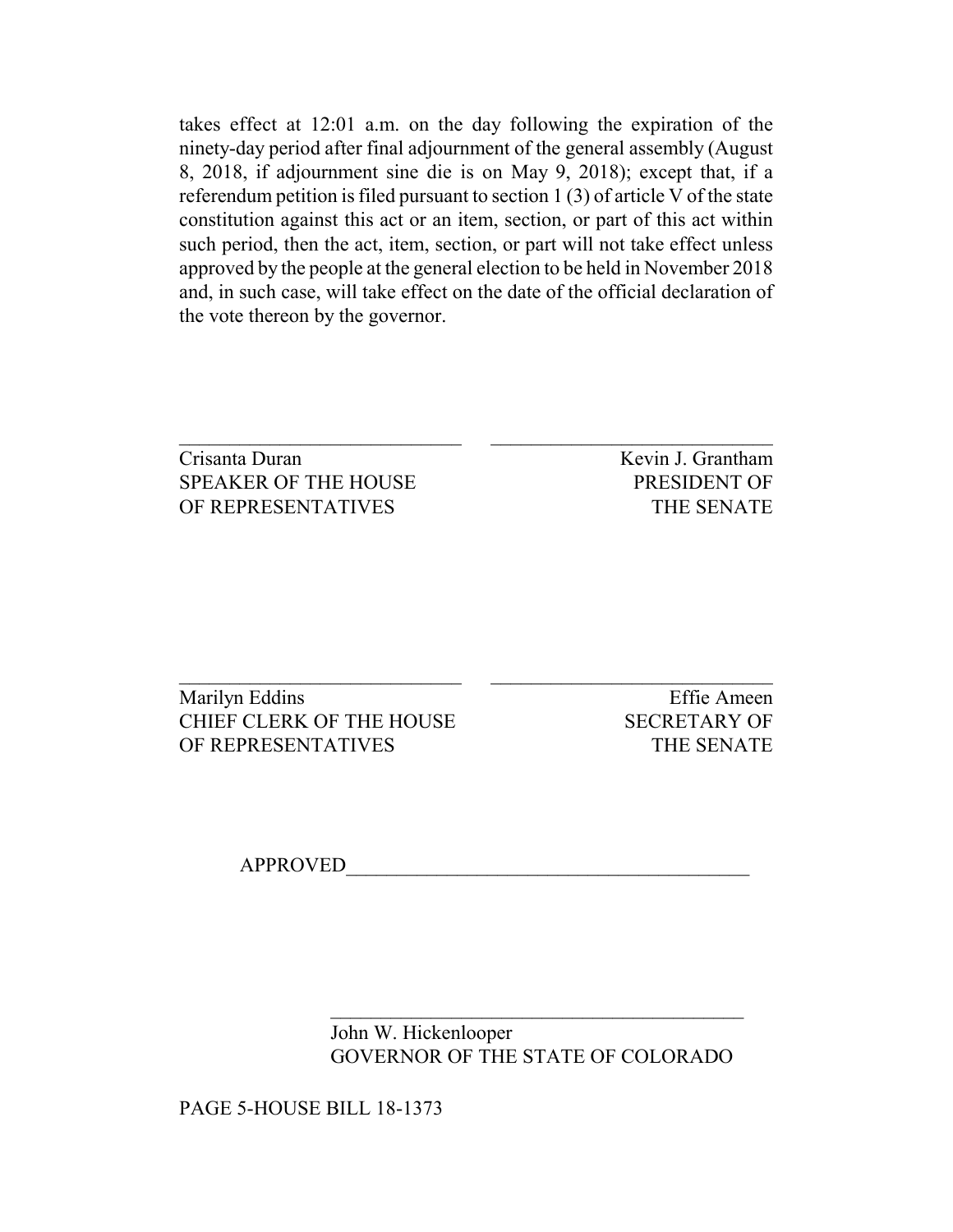takes effect at 12:01 a.m. on the day following the expiration of the ninety-day period after final adjournment of the general assembly (August 8, 2018, if adjournment sine die is on May 9, 2018); except that, if a referendum petition is filed pursuant to section 1 (3) of article V of the state constitution against this act or an item, section, or part of this act within such period, then the act, item, section, or part will not take effect unless approved by the people at the general election to be held in November 2018 and, in such case, will take effect on the date of the official declaration of the vote thereon by the governor.

____________________________ ____________________________
Crisanta Duran — Kevin J. Grantham
SPEAKER OF THE HOUSE OF REPRESENTATIVES — PRESIDENT OF THE SENATE

____________________________ ____________________________
Marilyn Eddins — Effie Ameen
CHIEF CLERK OF THE HOUSE OF REPRESENTATIVES — SECRETARY OF THE SENATE

APPROVED________________________________________

____________________________________________
John W. Hickenlooper
GOVERNOR OF THE STATE OF COLORADO

PAGE 5-HOUSE BILL 18-1373